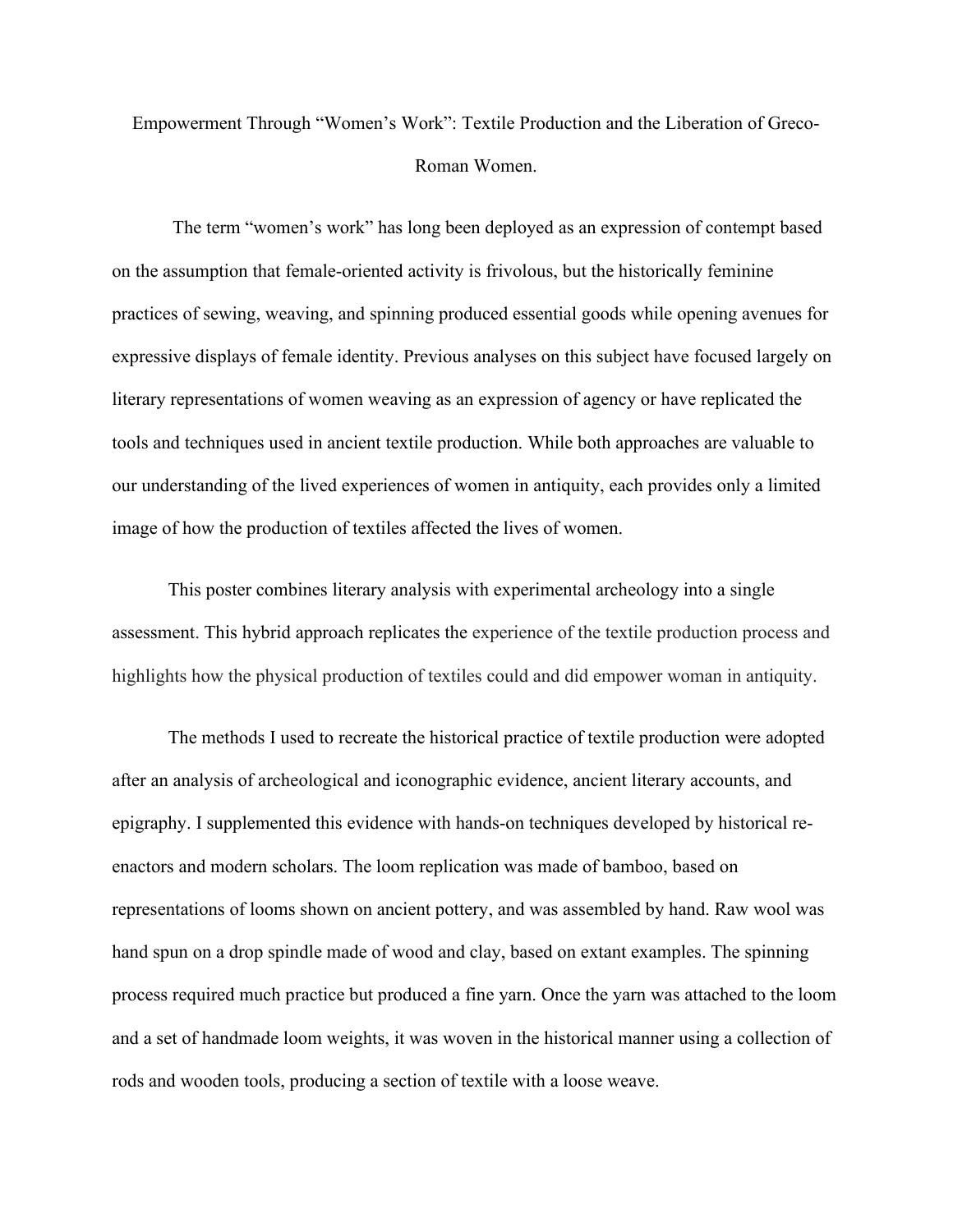# Empowerment Through "Women's Work": Textile Production and the Liberation of Greco-Roman Women.

The term "women's work" has long been deployed as an expression of contempt based on the assumption that female-oriented activity is frivolous, but the historically feminine practices of sewing, weaving, and spinning produced essential goods while opening avenues for expressive displays of female identity. Previous analyses on this subject have focused largely on literary representations of women weaving as an expression of agency or have replicated the tools and techniques used in ancient textile production. While both approaches are valuable to our understanding of the lived experiences of women in antiquity, each provides only a limited image of how the production of textiles affected the lives of women.

This poster combines literary analysis with experimental archeology into a single assessment. This hybrid approach replicates the experience of the textile production process and highlights how the physical production of textiles could and did empower woman in antiquity.

The methods I used to recreate the historical practice of textile production were adopted after an analysis of archeological and iconographic evidence, ancient literary accounts, and epigraphy. I supplemented this evidence with hands-on techniques developed by historical re-enactors and modern scholars. The loom replication was made of bamboo, based on representations of looms shown on ancient pottery, and was assembled by hand. Raw wool was hand spun on a drop spindle made of wood and clay, based on extant examples. The spinning process required much practice but produced a fine yarn. Once the yarn was attached to the loom and a set of handmade loom weights, it was woven in the historical manner using a collection of rods and wooden tools, producing a section of textile with a loose weave.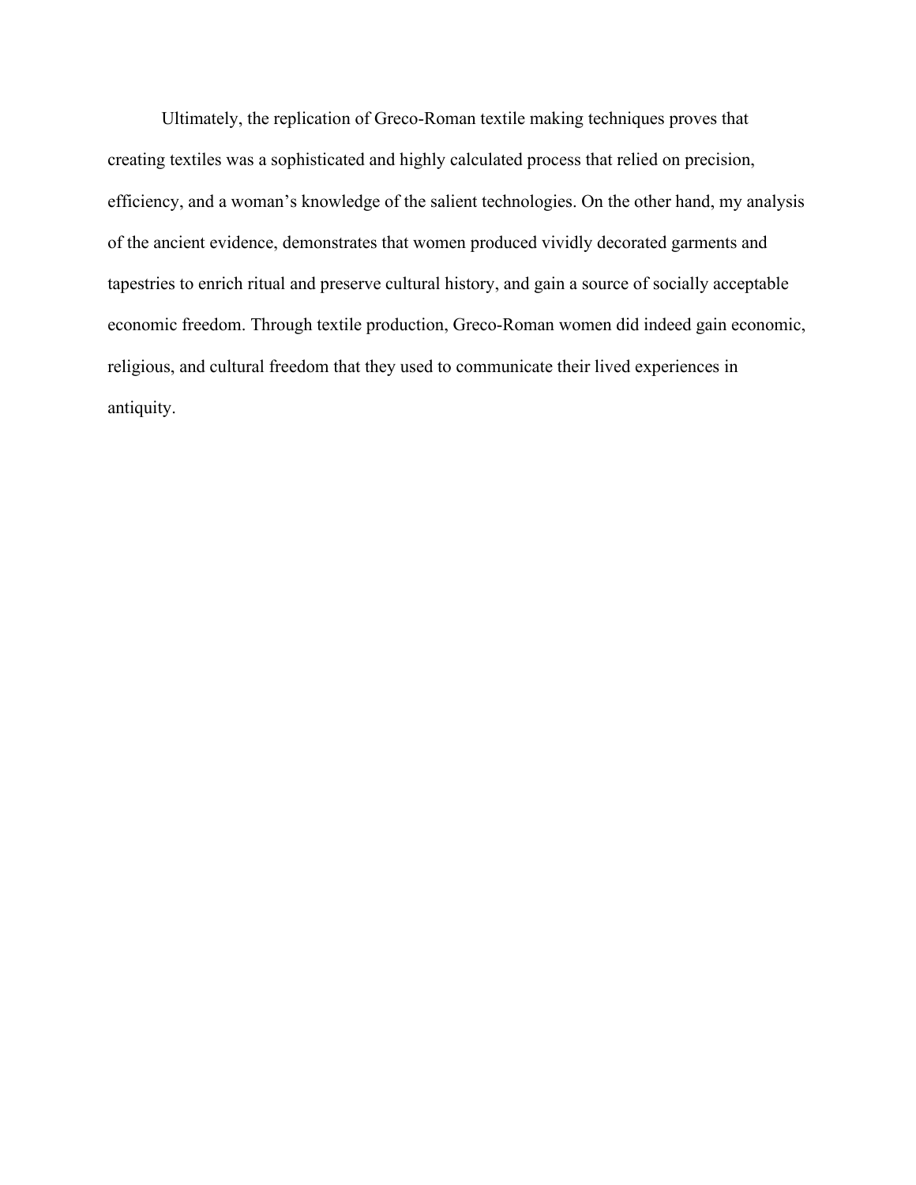Ultimately, the replication of Greco-Roman textile making techniques proves that creating textiles was a sophisticated and highly calculated process that relied on precision, efficiency, and a woman's knowledge of the salient technologies. On the other hand, my analysis of the ancient evidence, demonstrates that women produced vividly decorated garments and tapestries to enrich ritual and preserve cultural history, and gain a source of socially acceptable economic freedom. Through textile production, Greco-Roman women did indeed gain economic, religious, and cultural freedom that they used to communicate their lived experiences in antiquity.